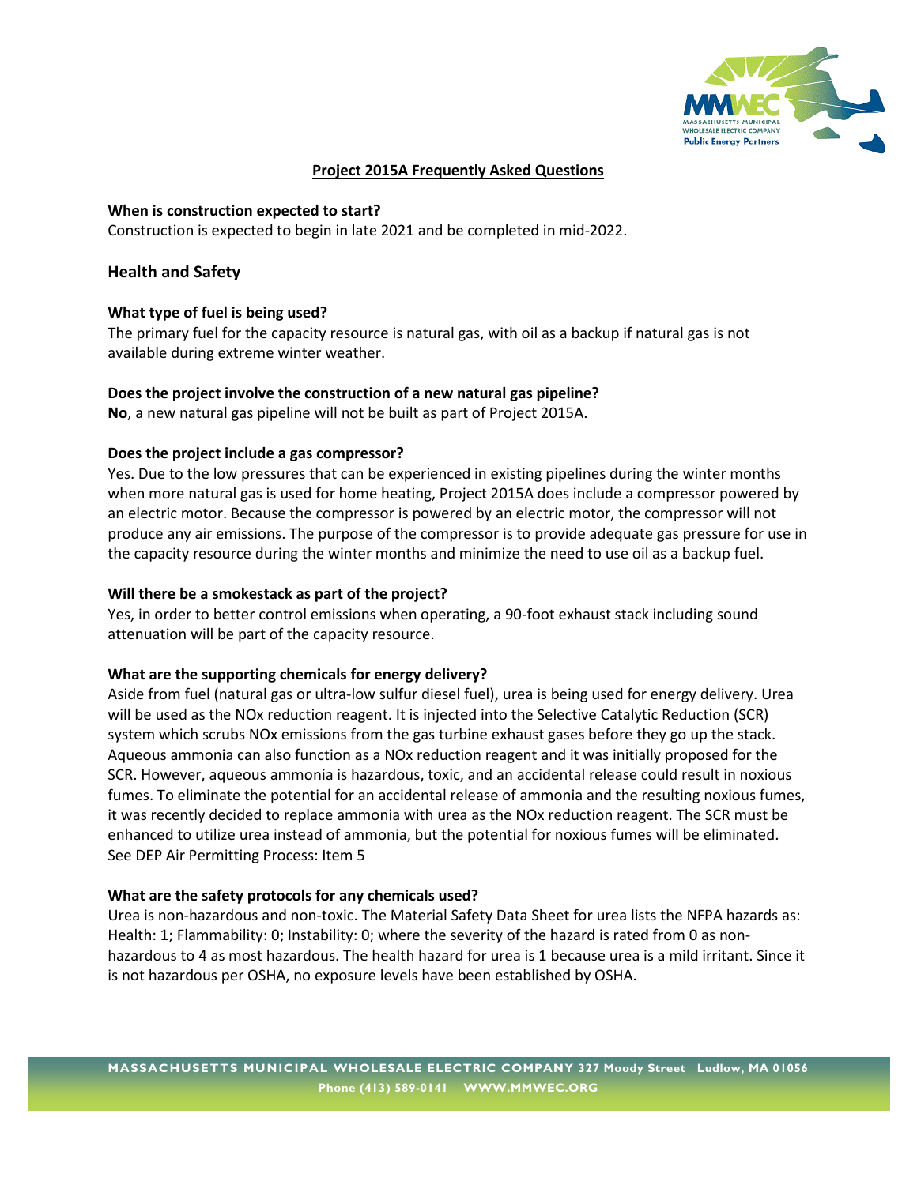# Project 2015A Frequently Asked Questions

**When is construction expected to start?**
Construction is expected to begin in late 2021 and be completed in mid-2022.

## Health and Safety

**What type of fuel is being used?**
The primary fuel for the capacity resource is natural gas, with oil as a backup if natural gas is not available during extreme winter weather.

**Does the project involve the construction of a new natural gas pipeline?**
**No**, a new natural gas pipeline will not be built as part of Project 2015A.

**Does the project include a gas compressor?**
Yes. Due to the low pressures that can be experienced in existing pipelines during the winter months when more natural gas is used for home heating, Project 2015A does include a compressor powered by an electric motor. Because the compressor is powered by an electric motor, the compressor will not produce any air emissions. The purpose of the compressor is to provide adequate gas pressure for use in the capacity resource during the winter months and minimize the need to use oil as a backup fuel.

**Will there be a smokestack as part of the project?**
Yes, in order to better control emissions when operating, a 90-foot exhaust stack including sound attenuation will be part of the capacity resource.

**What are the supporting chemicals for energy delivery?**
Aside from fuel (natural gas or ultra-low sulfur diesel fuel), urea is being used for energy delivery. Urea will be used as the NOx reduction reagent. It is injected into the Selective Catalytic Reduction (SCR) system which scrubs NOx emissions from the gas turbine exhaust gases before they go up the stack. Aqueous ammonia can also function as a NOx reduction reagent and it was initially proposed for the SCR. However, aqueous ammonia is hazardous, toxic, and an accidental release could result in noxious fumes. To eliminate the potential for an accidental release of ammonia and the resulting noxious fumes, it was recently decided to replace ammonia with urea as the NOx reduction reagent. The SCR must be enhanced to utilize urea instead of ammonia, but the potential for noxious fumes will be eliminated. See DEP Air Permitting Process: Item 5

**What are the safety protocols for any chemicals used?**
Urea is non-hazardous and non-toxic. The Material Safety Data Sheet for urea lists the NFPA hazards as: Health: 1; Flammability: 0; Instability: 0; where the severity of the hazard is rated from 0 as non-hazardous to 4 as most hazardous. The health hazard for urea is 1 because urea is a mild irritant. Since it is not hazardous per OSHA, no exposure levels have been established by OSHA.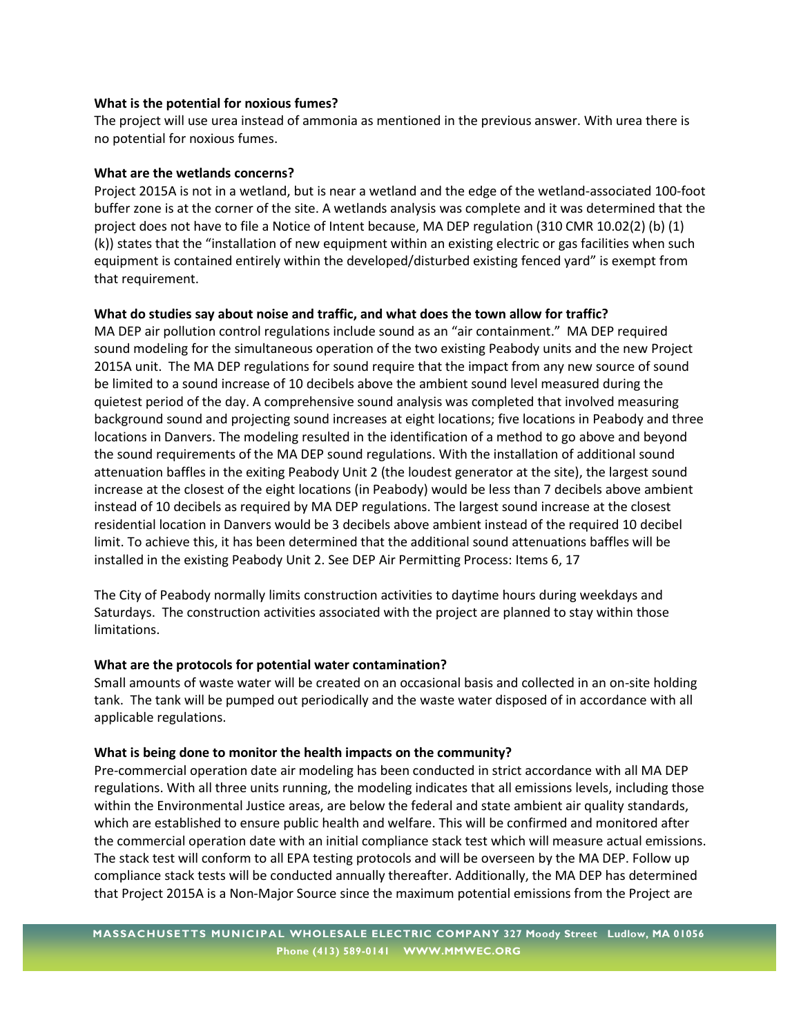**What is the potential for noxious fumes?**

The project will use urea instead of ammonia as mentioned in the previous answer. With urea there is no potential for noxious fumes.

**What are the wetlands concerns?**

Project 2015A is not in a wetland, but is near a wetland and the edge of the wetland-associated 100-foot buffer zone is at the corner of the site. A wetlands analysis was complete and it was determined that the project does not have to file a Notice of Intent because, MA DEP regulation (310 CMR 10.02(2) (b) (1) (k)) states that the "installation of new equipment within an existing electric or gas facilities when such equipment is contained entirely within the developed/disturbed existing fenced yard" is exempt from that requirement.

**What do studies say about noise and traffic, and what does the town allow for traffic?**

MA DEP air pollution control regulations include sound as an "air containment." MA DEP required sound modeling for the simultaneous operation of the two existing Peabody units and the new Project 2015A unit. The MA DEP regulations for sound require that the impact from any new source of sound be limited to a sound increase of 10 decibels above the ambient sound level measured during the quietest period of the day. A comprehensive sound analysis was completed that involved measuring background sound and projecting sound increases at eight locations; five locations in Peabody and three locations in Danvers. The modeling resulted in the identification of a method to go above and beyond the sound requirements of the MA DEP sound regulations. With the installation of additional sound attenuation baffles in the exiting Peabody Unit 2 (the loudest generator at the site), the largest sound increase at the closest of the eight locations (in Peabody) would be less than 7 decibels above ambient instead of 10 decibels as required by MA DEP regulations. The largest sound increase at the closest residential location in Danvers would be 3 decibels above ambient instead of the required 10 decibel limit. To achieve this, it has been determined that the additional sound attenuations baffles will be installed in the existing Peabody Unit 2. See DEP Air Permitting Process: Items 6, 17

The City of Peabody normally limits construction activities to daytime hours during weekdays and Saturdays. The construction activities associated with the project are planned to stay within those limitations.

**What are the protocols for potential water contamination?**

Small amounts of waste water will be created on an occasional basis and collected in an on-site holding tank. The tank will be pumped out periodically and the waste water disposed of in accordance with all applicable regulations.

**What is being done to monitor the health impacts on the community?**

Pre-commercial operation date air modeling has been conducted in strict accordance with all MA DEP regulations. With all three units running, the modeling indicates that all emissions levels, including those within the Environmental Justice areas, are below the federal and state ambient air quality standards, which are established to ensure public health and welfare. This will be confirmed and monitored after the commercial operation date with an initial compliance stack test which will measure actual emissions. The stack test will conform to all EPA testing protocols and will be overseen by the MA DEP. Follow up compliance stack tests will be conducted annually thereafter. Additionally, the MA DEP has determined that Project 2015A is a Non-Major Source since the maximum potential emissions from the Project are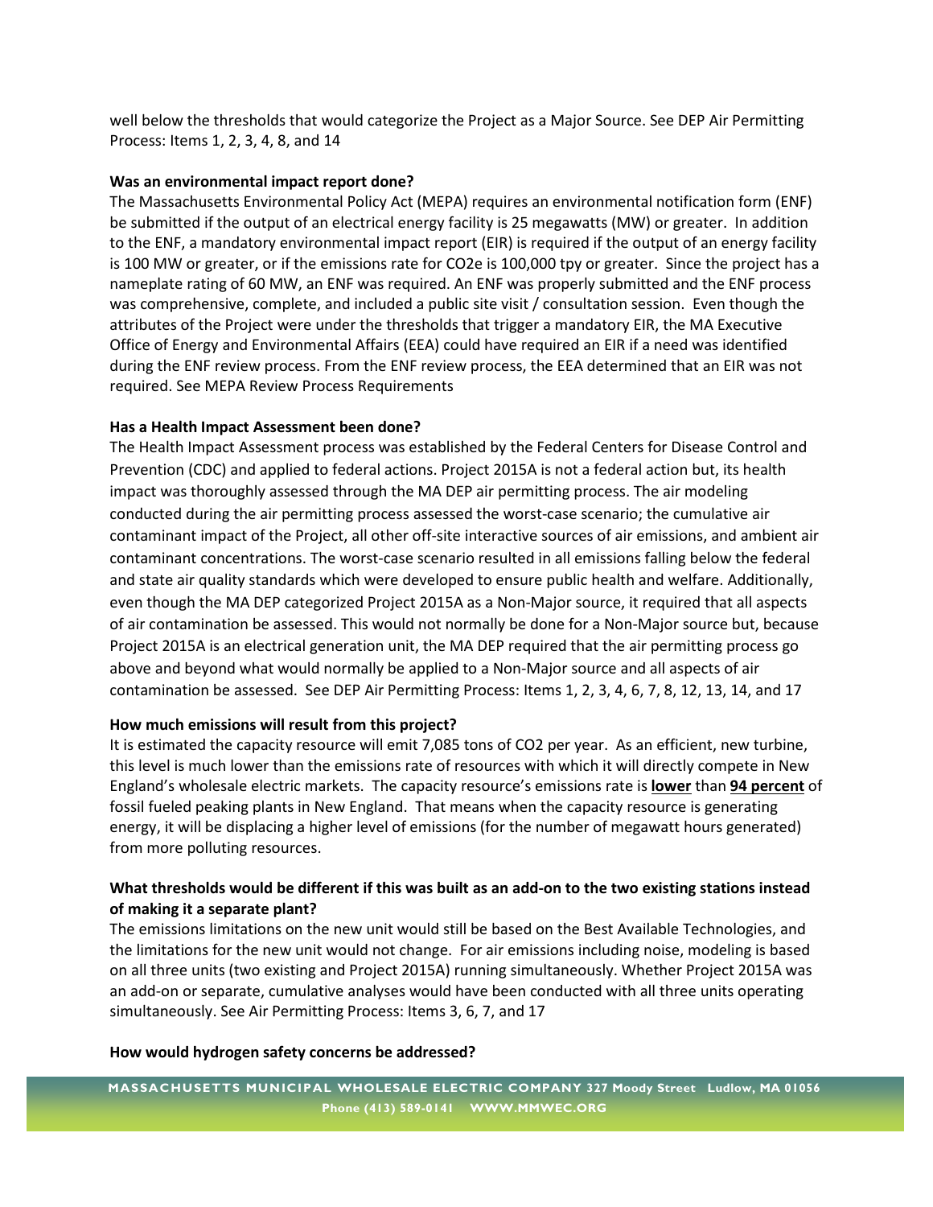well below the thresholds that would categorize the Project as a Major Source. See DEP Air Permitting Process: Items 1, 2, 3, 4, 8, and 14

**Was an environmental impact report done?**

The Massachusetts Environmental Policy Act (MEPA) requires an environmental notification form (ENF) be submitted if the output of an electrical energy facility is 25 megawatts (MW) or greater. In addition to the ENF, a mandatory environmental impact report (EIR) is required if the output of an energy facility is 100 MW or greater, or if the emissions rate for $CO_2e$ is 100,000 tpy or greater. Since the project has a nameplate rating of 60 MW, an ENF was required. An ENF was properly submitted and the ENF process was comprehensive, complete, and included a public site visit / consultation session. Even though the attributes of the Project were under the thresholds that trigger a mandatory EIR, the MA Executive Office of Energy and Environmental Affairs (EEA) could have required an EIR if a need was identified during the ENF review process. From the ENF review process, the EEA determined that an EIR was not required. See MEPA Review Process Requirements

**Has a Health Impact Assessment been done?**

The Health Impact Assessment process was established by the Federal Centers for Disease Control and Prevention (CDC) and applied to federal actions. Project 2015A is not a federal action but, its health impact was thoroughly assessed through the MA DEP air permitting process. The air modeling conducted during the air permitting process assessed the worst-case scenario; the cumulative air contaminant impact of the Project, all other off-site interactive sources of air emissions, and ambient air contaminant concentrations. The worst-case scenario resulted in all emissions falling below the federal and state air quality standards which were developed to ensure public health and welfare. Additionally, even though the MA DEP categorized Project 2015A as a Non-Major source, it required that all aspects of air contamination be assessed. This would not normally be done for a Non-Major source but, because Project 2015A is an electrical generation unit, the MA DEP required that the air permitting process go above and beyond what would normally be applied to a Non-Major source and all aspects of air contamination be assessed. See DEP Air Permitting Process: Items 1, 2, 3, 4, 6, 7, 8, 12, 13, 14, and 17

**How much emissions will result from this project?**

It is estimated the capacity resource will emit 7,085 tons of $CO_2$ per year. As an efficient, new turbine, this level is much lower than the emissions rate of resources with which it will directly compete in New England's wholesale electric markets. The capacity resource's emissions rate is **lower** than **94 percent** of fossil fueled peaking plants in New England. That means when the capacity resource is generating energy, it will be displacing a higher level of emissions (for the number of megawatt hours generated) from more polluting resources.

**What thresholds would be different if this was built as an add-on to the two existing stations instead of making it a separate plant?**

The emissions limitations on the new unit would still be based on the Best Available Technologies, and the limitations for the new unit would not change. For air emissions including noise, modeling is based on all three units (two existing and Project 2015A) running simultaneously. Whether Project 2015A was an add-on or separate, cumulative analyses would have been conducted with all three units operating simultaneously. See Air Permitting Process: Items 3, 6, 7, and 17

**How would hydrogen safety concerns be addressed?**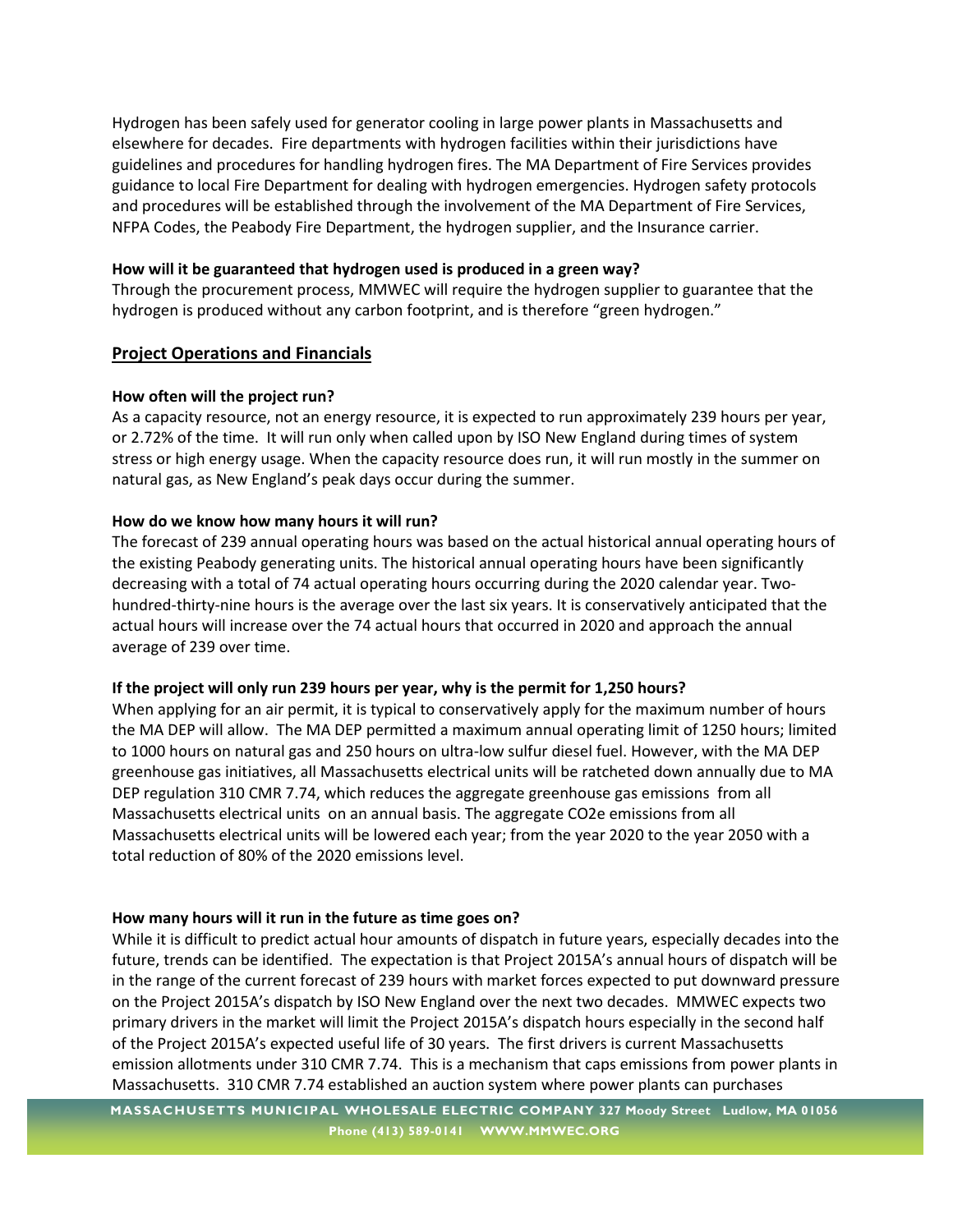Hydrogen has been safely used for generator cooling in large power plants in Massachusetts and elsewhere for decades. Fire departments with hydrogen facilities within their jurisdictions have guidelines and procedures for handling hydrogen fires. The MA Department of Fire Services provides guidance to local Fire Department for dealing with hydrogen emergencies. Hydrogen safety protocols and procedures will be established through the involvement of the MA Department of Fire Services, NFPA Codes, the Peabody Fire Department, the hydrogen supplier, and the Insurance carrier.

**How will it be guaranteed that hydrogen used is produced in a green way?**

Through the procurement process, MMWEC will require the hydrogen supplier to guarantee that the hydrogen is produced without any carbon footprint, and is therefore "green hydrogen."

## Project Operations and Financials

**How often will the project run?**

As a capacity resource, not an energy resource, it is expected to run approximately 239 hours per year, or 2.72% of the time. It will run only when called upon by ISO New England during times of system stress or high energy usage. When the capacity resource does run, it will run mostly in the summer on natural gas, as New England's peak days occur during the summer.

**How do we know how many hours it will run?**

The forecast of 239 annual operating hours was based on the actual historical annual operating hours of the existing Peabody generating units. The historical annual operating hours have been significantly decreasing with a total of 74 actual operating hours occurring during the 2020 calendar year. Two-hundred-thirty-nine hours is the average over the last six years. It is conservatively anticipated that the actual hours will increase over the 74 actual hours that occurred in 2020 and approach the annual average of 239 over time.

**If the project will only run 239 hours per year, why is the permit for 1,250 hours?**

When applying for an air permit, it is typical to conservatively apply for the maximum number of hours the MA DEP will allow. The MA DEP permitted a maximum annual operating limit of 1250 hours; limited to 1000 hours on natural gas and 250 hours on ultra-low sulfur diesel fuel. However, with the MA DEP greenhouse gas initiatives, all Massachusetts electrical units will be ratcheted down annually due to MA DEP regulation 310 CMR 7.74, which reduces the aggregate greenhouse gas emissions from all Massachusetts electrical units on an annual basis. The aggregate $CO_2e$ emissions from all Massachusetts electrical units will be lowered each year; from the year 2020 to the year 2050 with a total reduction of 80% of the 2020 emissions level.

**How many hours will it run in the future as time goes on?**

While it is difficult to predict actual hour amounts of dispatch in future years, especially decades into the future, trends can be identified. The expectation is that Project 2015A's annual hours of dispatch will be in the range of the current forecast of 239 hours with market forces expected to put downward pressure on the Project 2015A's dispatch by ISO New England over the next two decades. MMWEC expects two primary drivers in the market will limit the Project 2015A's dispatch hours especially in the second half of the Project 2015A's expected useful life of 30 years. The first drivers is current Massachusetts emission allotments under 310 CMR 7.74. This is a mechanism that caps emissions from power plants in Massachusetts. 310 CMR 7.74 established an auction system where power plants can purchases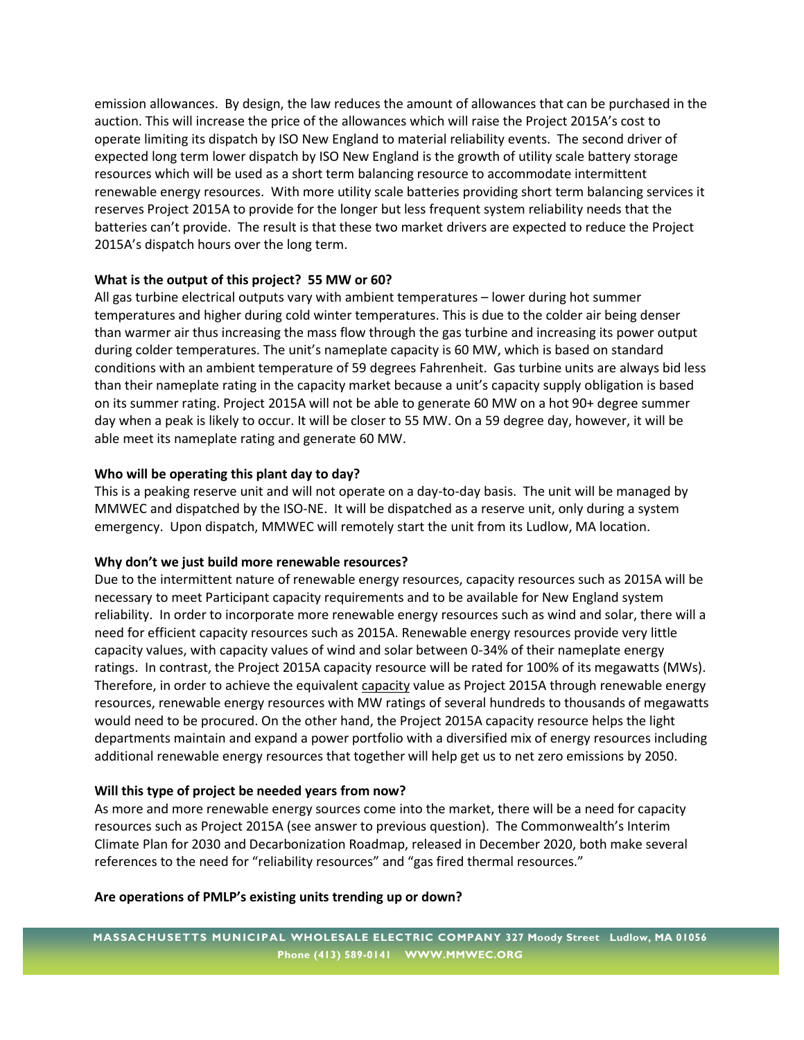emission allowances. By design, the law reduces the amount of allowances that can be purchased in the auction. This will increase the price of the allowances which will raise the Project 2015A's cost to operate limiting its dispatch by ISO New England to material reliability events. The second driver of expected long term lower dispatch by ISO New England is the growth of utility scale battery storage resources which will be used as a short term balancing resource to accommodate intermittent renewable energy resources. With more utility scale batteries providing short term balancing services it reserves Project 2015A to provide for the longer but less frequent system reliability needs that the batteries can't provide. The result is that these two market drivers are expected to reduce the Project 2015A's dispatch hours over the long term.

**What is the output of this project? 55 MW or 60?**

All gas turbine electrical outputs vary with ambient temperatures – lower during hot summer temperatures and higher during cold winter temperatures. This is due to the colder air being denser than warmer air thus increasing the mass flow through the gas turbine and increasing its power output during colder temperatures. The unit's nameplate capacity is 60 MW, which is based on standard conditions with an ambient temperature of 59 degrees Fahrenheit. Gas turbine units are always bid less than their nameplate rating in the capacity market because a unit's capacity supply obligation is based on its summer rating. Project 2015A will not be able to generate 60 MW on a hot 90+ degree summer day when a peak is likely to occur. It will be closer to 55 MW. On a 59 degree day, however, it will be able meet its nameplate rating and generate 60 MW.

**Who will be operating this plant day to day?**

This is a peaking reserve unit and will not operate on a day-to-day basis. The unit will be managed by MMWEC and dispatched by the ISO-NE. It will be dispatched as a reserve unit, only during a system emergency. Upon dispatch, MMWEC will remotely start the unit from its Ludlow, MA location.

**Why don't we just build more renewable resources?**

Due to the intermittent nature of renewable energy resources, capacity resources such as 2015A will be necessary to meet Participant capacity requirements and to be available for New England system reliability. In order to incorporate more renewable energy resources such as wind and solar, there will a need for efficient capacity resources such as 2015A. Renewable energy resources provide very little capacity values, with capacity values of wind and solar between 0-34% of their nameplate energy ratings. In contrast, the Project 2015A capacity resource will be rated for 100% of its megawatts (MWs). Therefore, in order to achieve the equivalent capacity value as Project 2015A through renewable energy resources, renewable energy resources with MW ratings of several hundreds to thousands of megawatts would need to be procured. On the other hand, the Project 2015A capacity resource helps the light departments maintain and expand a power portfolio with a diversified mix of energy resources including additional renewable energy resources that together will help get us to net zero emissions by 2050.

**Will this type of project be needed years from now?**

As more and more renewable energy sources come into the market, there will be a need for capacity resources such as Project 2015A (see answer to previous question). The Commonwealth's Interim Climate Plan for 2030 and Decarbonization Roadmap, released in December 2020, both make several references to the need for "reliability resources" and "gas fired thermal resources."

**Are operations of PMLP's existing units trending up or down?**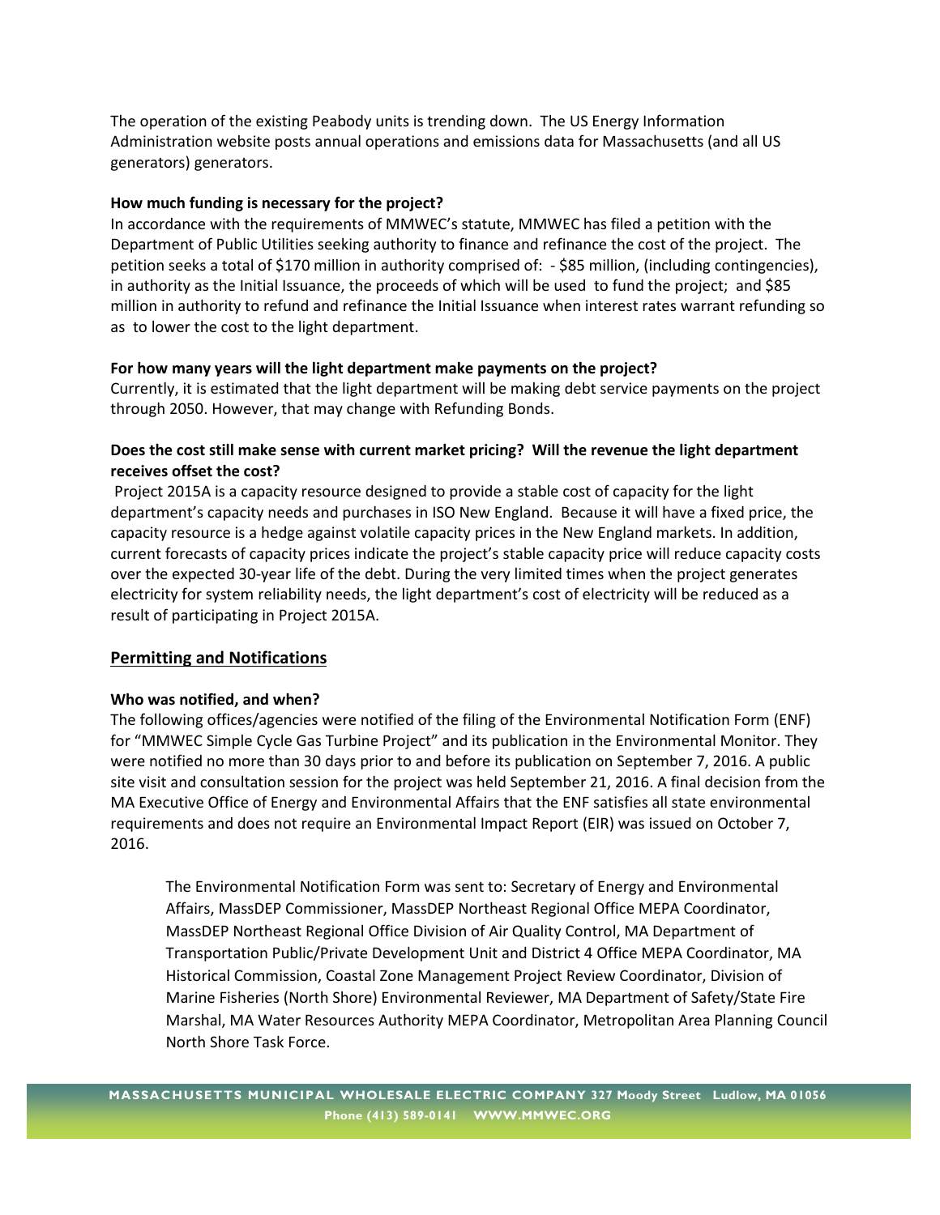The operation of the existing Peabody units is trending down. The US Energy Information Administration website posts annual operations and emissions data for Massachusetts (and all US generators) generators.

**How much funding is necessary for the project?**

In accordance with the requirements of MMWEC's statute, MMWEC has filed a petition with the Department of Public Utilities seeking authority to finance and refinance the cost of the project. The petition seeks a total of $170 million in authority comprised of: - $85 million, (including contingencies), in authority as the Initial Issuance, the proceeds of which will be used to fund the project; and $85 million in authority to refund and refinance the Initial Issuance when interest rates warrant refunding so as to lower the cost to the light department.

**For how many years will the light department make payments on the project?**

Currently, it is estimated that the light department will be making debt service payments on the project through 2050. However, that may change with Refunding Bonds.

**Does the cost still make sense with current market pricing? Will the revenue the light department receives offset the cost?**

Project 2015A is a capacity resource designed to provide a stable cost of capacity for the light department's capacity needs and purchases in ISO New England. Because it will have a fixed price, the capacity resource is a hedge against volatile capacity prices in the New England markets. In addition, current forecasts of capacity prices indicate the project's stable capacity price will reduce capacity costs over the expected 30-year life of the debt. During the very limited times when the project generates electricity for system reliability needs, the light department's cost of electricity will be reduced as a result of participating in Project 2015A.

## Permitting and Notifications

**Who was notified, and when?**

The following offices/agencies were notified of the filing of the Environmental Notification Form (ENF) for "MMWEC Simple Cycle Gas Turbine Project" and its publication in the Environmental Monitor. They were notified no more than 30 days prior to and before its publication on September 7, 2016. A public site visit and consultation session for the project was held September 21, 2016. A final decision from the MA Executive Office of Energy and Environmental Affairs that the ENF satisfies all state environmental requirements and does not require an Environmental Impact Report (EIR) was issued on October 7, 2016.

> The Environmental Notification Form was sent to: Secretary of Energy and Environmental Affairs, MassDEP Commissioner, MassDEP Northeast Regional Office MEPA Coordinator, MassDEP Northeast Regional Office Division of Air Quality Control, MA Department of Transportation Public/Private Development Unit and District 4 Office MEPA Coordinator, MA Historical Commission, Coastal Zone Management Project Review Coordinator, Division of Marine Fisheries (North Shore) Environmental Reviewer, MA Department of Safety/State Fire Marshal, MA Water Resources Authority MEPA Coordinator, Metropolitan Area Planning Council North Shore Task Force.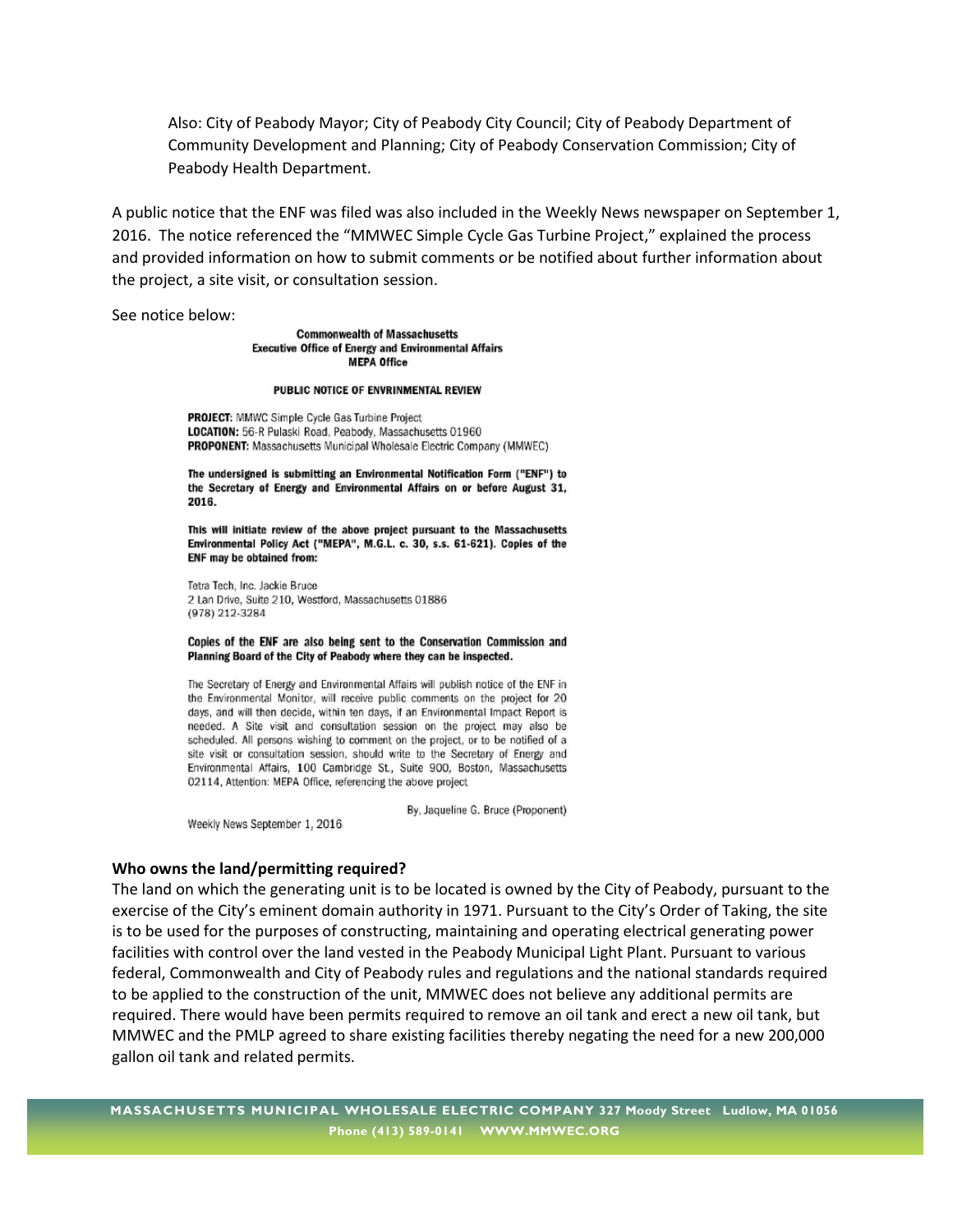Also: City of Peabody Mayor; City of Peabody City Council; City of Peabody Department of Community Development and Planning; City of Peabody Conservation Commission; City of Peabody Health Department.

A public notice that the ENF was filed was also included in the Weekly News newspaper on September 1, 2016. The notice referenced the "MMWEC Simple Cycle Gas Turbine Project," explained the process and provided information on how to submit comments or be notified about further information about the project, a site visit, or consultation session.

See notice below:

**Commonwealth of Massachusetts**
**Executive Office of Energy and Environmental Affairs**
**MEPA Office**

**PUBLIC NOTICE OF ENVRINMENTAL REVIEW**

**PROJECT:** MMWC Simple Cycle Gas Turbine Project
**LOCATION:** 56-R Pulaski Road, Peabody, Massachusetts 01960
**PROPONENT:** Massachusetts Municipal Wholesale Electric Company (MMWEC)

**The undersigned is submitting an Environmental Notification Form ("ENF") to the Secretary of Energy and Environmental Affairs on or before August 31, 2016.**

**This will initiate review of the above project pursuant to the Massachusetts Environmental Policy Act ("MEPA", M.G.L. c. 30, s.s. 61-621). Copies of the ENF may be obtained from:**

Tetra Tech, Inc. Jackie Bruce
2 Lan Drive, Suite 210, Westford, Massachusetts 01886
(978) 212-3284

**Copies of the ENF are also being sent to the Conservation Commission and Planning Board of the City of Peabody where they can be inspected.**

The Secretary of Energy and Environmental Affairs will publish notice of the ENF in the Environmental Monitor, will receive public comments on the project for 20 days, and will then decide, within ten days, if an Environmental Impact Report is needed. A Site visit and consultation session on the project may also be scheduled. All persons wishing to comment on the project, or to be notified of a site visit or consultation session, should write to the Secretary of Energy and Environmental Affairs, 100 Cambridge St., Suite 900, Boston, Massachusetts 02114, Attention: MEPA Office, referencing the above project

By, Jaqueline G. Bruce (Proponent)

Weekly News September 1, 2016

**Who owns the land/permitting required?**

The land on which the generating unit is to be located is owned by the City of Peabody, pursuant to the exercise of the City's eminent domain authority in 1971. Pursuant to the City's Order of Taking, the site is to be used for the purposes of constructing, maintaining and operating electrical generating power facilities with control over the land vested in the Peabody Municipal Light Plant. Pursuant to various federal, Commonwealth and City of Peabody rules and regulations and the national standards required to be applied to the construction of the unit, MMWEC does not believe any additional permits are required. There would have been permits required to remove an oil tank and erect a new oil tank, but MMWEC and the PMLP agreed to share existing facilities thereby negating the need for a new 200,000 gallon oil tank and related permits.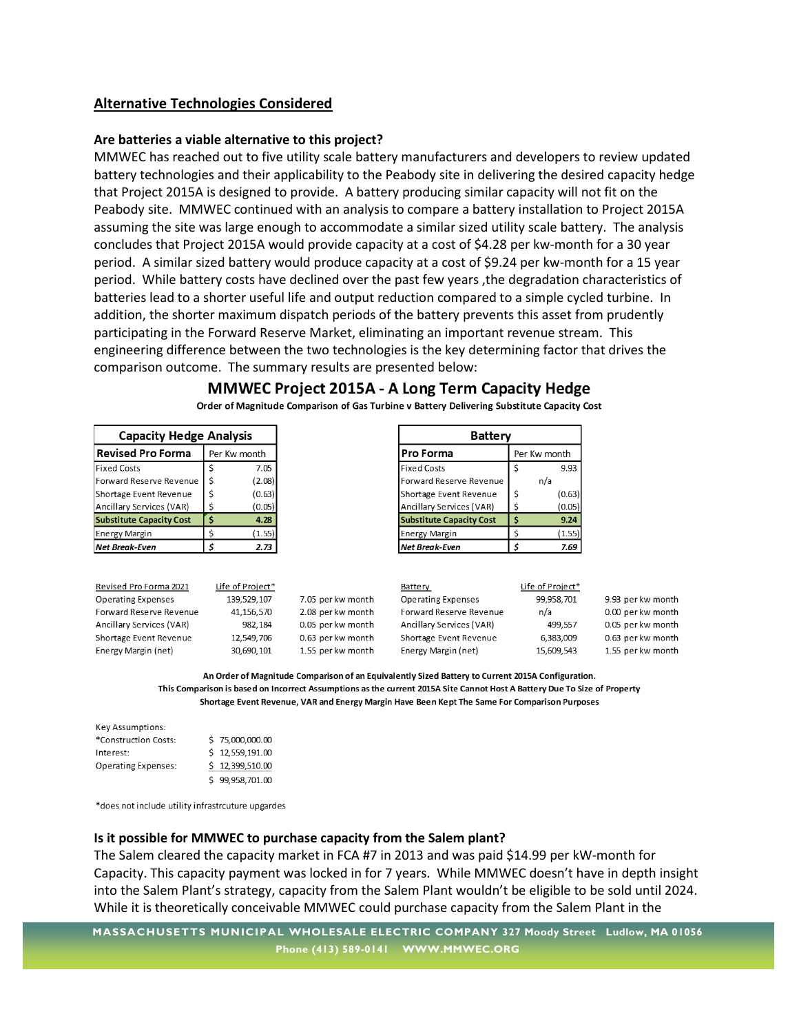## Alternative Technologies Considered

### Are batteries a viable alternative to this project?

MMWEC has reached out to five utility scale battery manufacturers and developers to review updated battery technologies and their applicability to the Peabody site in delivering the desired capacity hedge that Project 2015A is designed to provide. A battery producing similar capacity will not fit on the Peabody site. MMWEC continued with an analysis to compare a battery installation to Project 2015A assuming the site was large enough to accommodate a similar sized utility scale battery. The analysis concludes that Project 2015A would provide capacity at a cost of $4.28 per kw-month for a 30 year period. A similar sized battery would produce capacity at a cost of $9.24 per kw-month for a 15 year period. While battery costs have declined over the past few years ,the degradation characteristics of batteries lead to a shorter useful life and output reduction compared to a simple cycled turbine. In addition, the shorter maximum dispatch periods of the battery prevents this asset from prudently participating in the Forward Reserve Market, eliminating an important revenue stream. This engineering difference between the two technologies is the key determining factor that drives the comparison outcome. The summary results are presented below:

## MMWEC Project 2015A - A Long Term Capacity Hedge

**Order of Magnitude Comparison of Gas Turbine v Battery Delivering Substitute Capacity Cost**

| Capacity Hedge Analysis | |
|---|---|
| **Revised Pro Forma** | Per Kw month |
| Fixed Costs | $ 7.05 |
| Forward Reserve Revenue | $ (2.08) |
| Shortage Event Revenue | $ (0.63) |
| Ancillary Services (VAR) | $ (0.05) |
| **Substitute Capacity Cost** | **$ 4.28** |
| Energy Margin | $ (1.55) |
| ***Net Break-Even*** | ***$ 2.73*** |

| Battery | |
|---|---|
| **Pro Forma** | Per Kw month |
| Fixed Costs | $ 9.93 |
| Forward Reserve Revenue | n/a |
| Shortage Event Revenue | $ (0.63) |
| Ancillary Services (VAR) | $ (0.05) |
| **Substitute Capacity Cost** | **$ 9.24** |
| Energy Margin | $ (1.55) |
| ***Net Break-Even*** | ***$ 7.69*** |

| Revised Pro Forma 2021 | Life of Project* | |
|---|---|---|
| Operating Expenses | 139,529,107 | 7.05 per kw month |
| Forward Reserve Revenue | 41,156,570 | 2.08 per kw month |
| Ancillary Services (VAR) | 982,184 | 0.05 per kw month |
| Shortage Event Revenue | 12,549,706 | 0.63 per kw month |
| Energy Margin (net) | 30,690,101 | 1.55 per kw month |

| Battery | Life of Project* | |
|---|---|---|
| Operating Expenses | 99,958,701 | 9.93 per kw month |
| Forward Reserve Revenue | n/a | 0.00 per kw month |
| Ancillary Services (VAR) | 499,557 | 0.05 per kw month |
| Shortage Event Revenue | 6,383,009 | 0.63 per kw month |
| Energy Margin (net) | 15,609,543 | 1.55 per kw month |

**An Order of Magnitude Comparison of an Equivalently Sized Battery to Current 2015A Configuration.**
**This Comparison is based on Incorrect Assumptions as the current 2015A Site Cannot Host A Battery Due To Size of Property**
**Shortage Event Revenue, VAR and Energy Margin Have Been Kept The Same For Comparison Purposes**

| Key Assumptions: | |
|---|---|
| *Construction Costs: | $ 75,000,000.00 |
| Interest: | $ 12,559,191.00 |
| Operating Expenses: | $ 12,399,510.00 |
| | $ 99,958,701.00 |

*does not include utility infrastrcuture upgardes

### Is it possible for MMWEC to purchase capacity from the Salem plant?

The Salem cleared the capacity market in FCA #7 in 2013 and was paid $14.99 per kW-month for Capacity. This capacity payment was locked in for 7 years. While MMWEC doesn't have in depth insight into the Salem Plant's strategy, capacity from the Salem Plant wouldn't be eligible to be sold until 2024. While it is theoretically conceivable MMWEC could purchase capacity from the Salem Plant in the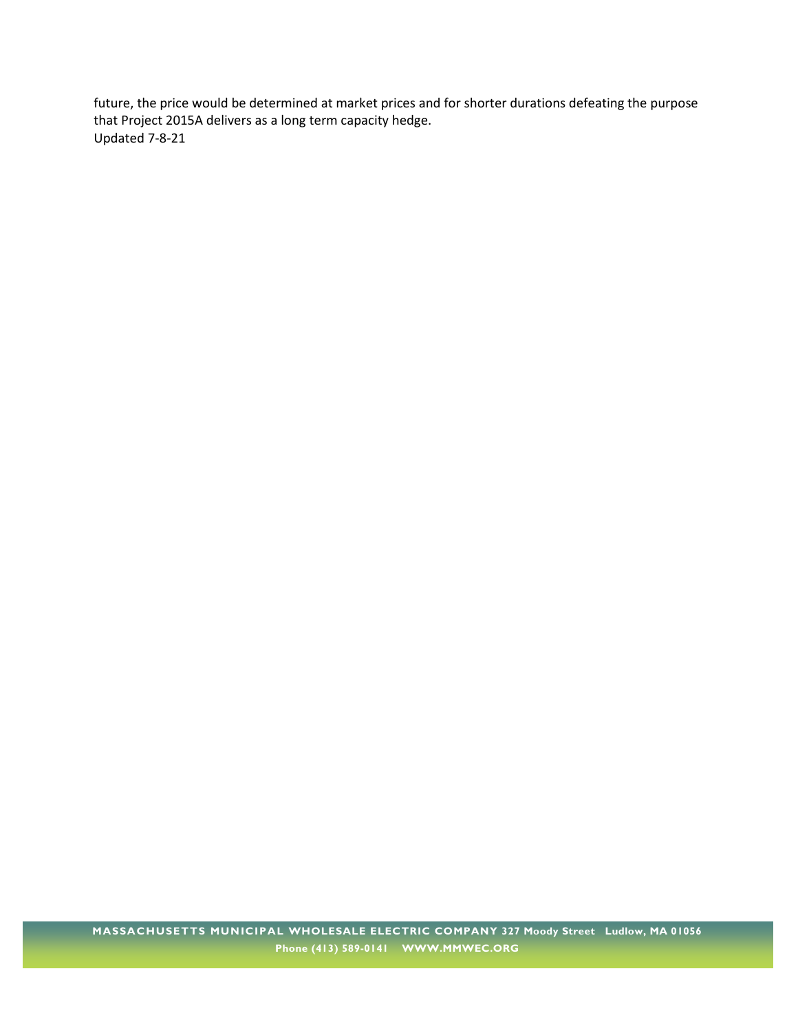future, the price would be determined at market prices and for shorter durations defeating the purpose that Project 2015A delivers as a long term capacity hedge.
Updated 7-8-21